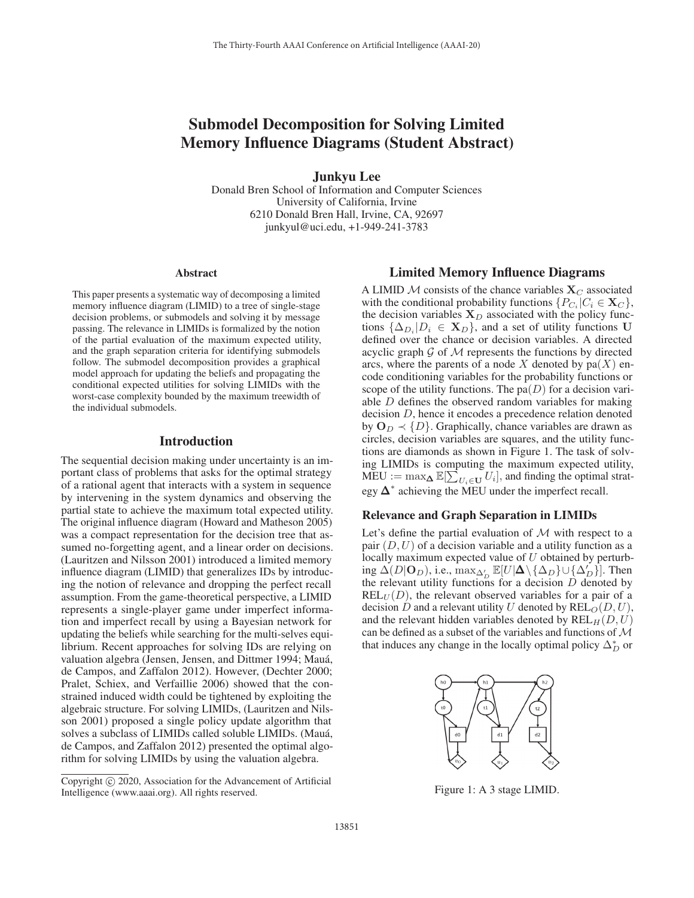# Submodel Decomposition for Solving Limited Memory Influence Diagrams (Student Abstract)

**Junkyu Lee**

Donald Bren School of Information and Computer Sciences
University of California, Irvine
6210 Donald Bren Hall, Irvine, CA, 92697
junkyul@uci.edu, +1-949-241-3783

### Abstract

This paper presents a systematic way of decomposing a limited memory influence diagram (LIMID) to a tree of single-stage decision problems, or submodels and solving it by message passing. The relevance in LIMIDs is formalized by the notion of the partial evaluation of the maximum expected utility, and the graph separation criteria for identifying submodels follow. The submodel decomposition provides a graphical model approach for updating the beliefs and propagating the conditional expected utilities for solving LIMIDs with the worst-case complexity bounded by the maximum treewidth of the individual submodels.

## Introduction

The sequential decision making under uncertainty is an important class of problems that asks for the optimal strategy of a rational agent that interacts with a system in sequence by intervening in the system dynamics and observing the partial state to achieve the maximum total expected utility. The original influence diagram (Howard and Matheson 2005) was a compact representation for the decision tree that assumed no-forgetting agent, and a linear order on decisions. (Lauritzen and Nilsson 2001) introduced a limited memory influence diagram (LIMID) that generalizes IDs by introducing the notion of relevance and dropping the perfect recall assumption. From the game-theoretical perspective, a LIMID represents a single-player game under imperfect information and imperfect recall by using a Bayesian network for updating the beliefs while searching for the multi-selves equilibrium. Recent approaches for solving IDs are relying on valuation algebra (Jensen, Jensen, and Dittmer 1994; Mauá, de Campos, and Zaffalon 2012). However, (Dechter 2000; Pralet, Schiex, and Verfaillie 2006) showed that the constrained induced width could be tightened by exploiting the algebraic structure. For solving LIMIDs, (Lauritzen and Nilsson 2001) proposed a single policy update algorithm that solves a subclass of LIMIDs called soluble LIMIDs. (Mauá, de Campos, and Zaffalon 2012) presented the optimal algorithm for solving LIMIDs by using the valuation algebra.

Copyright © 2020, Association for the Advancement of Artificial Intelligence (www.aaai.org). All rights reserved.

## Limited Memory Influence Diagrams

A LIMID $\mathcal{M}$ consists of the chance variables $\mathbf{X}_C$ associated with the conditional probability functions $\{P_{C_i}|C_i \in \mathbf{X}_C\}$, the decision variables $\mathbf{X}_D$ associated with the policy functions $\{\Delta_{D_i}|D_i \in \mathbf{X}_D\}$, and a set of utility functions $\mathbf{U}$ defined over the chance or decision variables. A directed acyclic graph $\mathcal{G}$ of $\mathcal{M}$ represents the functions by directed arcs, where the parents of a node $X$ denoted by $\text{pa}(X)$ encode conditioning variables for the probability functions or scope of the utility functions. The $\text{pa}(D)$ for a decision variable $D$ defines the observed random variables for making decision $D$, hence it encodes a precedence relation denoted by $\mathbf{O}_D \prec \{D\}$. Graphically, chance variables are drawn as circles, decision variables are squares, and the utility functions are diamonds as shown in Figure 1. The task of solving LIMIDs is computing the maximum expected utility, $\text{MEU} := \max_{\mathbf{\Delta}} \mathbb{E}[\sum_{U_i \in \mathbf{U}} U_i]$, and finding the optimal strategy $\mathbf{\Delta}^*$ achieving the MEU under the imperfect recall.

### Relevance and Graph Separation in LIMIDs

Let's define the partial evaluation of $\mathcal{M}$ with respect to a pair $(D, U)$ of a decision variable and a utility function as a locally maximum expected value of $U$ obtained by perturbing $\Delta(D|\mathbf{O}_D)$, i.e., $\max_{\Delta'_D} \mathbb{E}[U|\mathbf{\Delta} \setminus \{\Delta_D\} \cup \{\Delta'_D\}]$. Then the relevant utility functions for a decision $D$ denoted by $\text{REL}_U(D)$, the relevant observed variables for a pair of a decision $D$ and a relevant utility $U$ denoted by $\text{REL}_O(D, U)$, and the relevant hidden variables denoted by $\text{REL}_H(D, U)$ can be defined as a subset of the variables and functions of $\mathcal{M}$ that induces any change in the locally optimal policy $\Delta^*_D$ or

Figure 1: A 3 stage LIMID.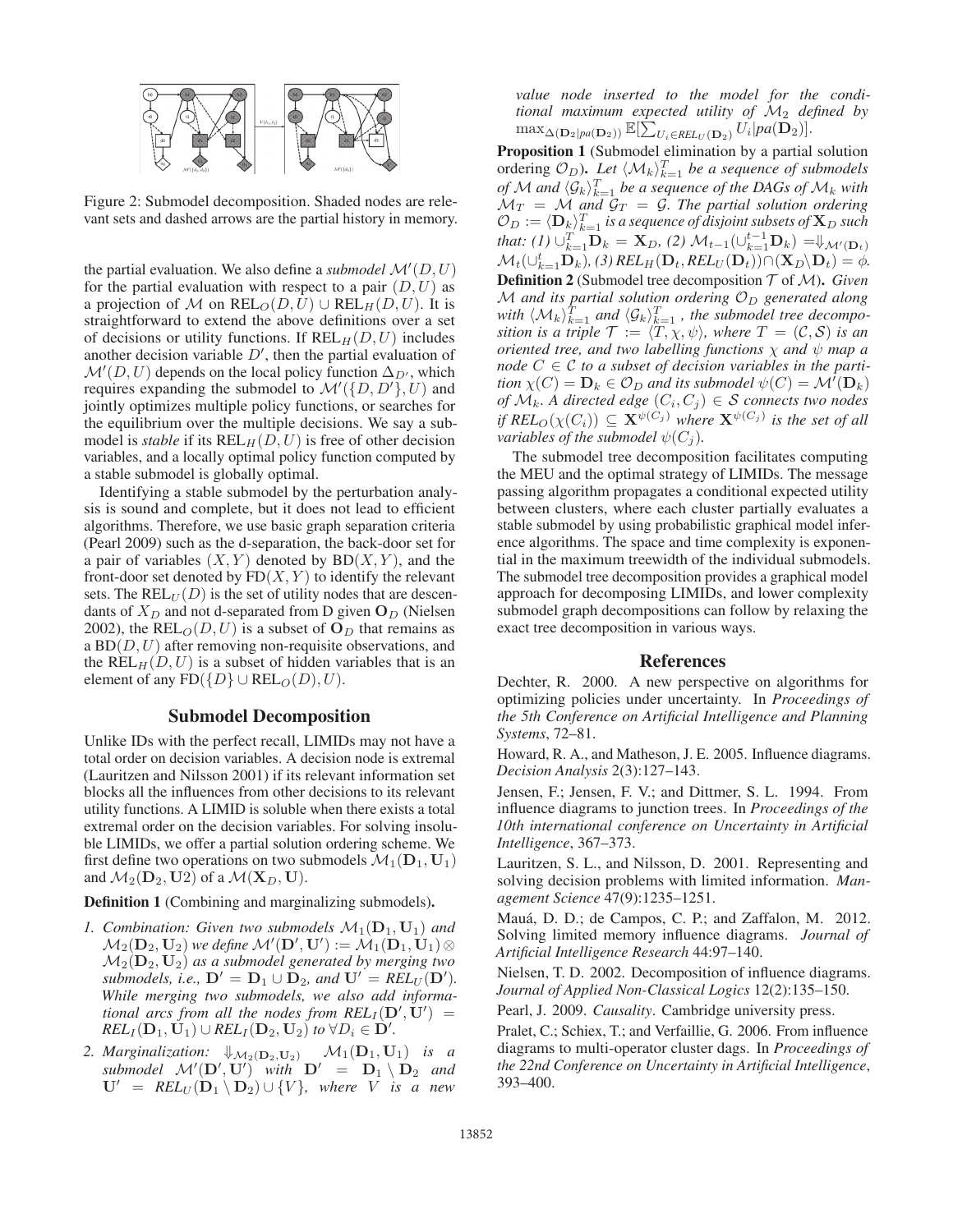Figure 2: Submodel decomposition. Shaded nodes are relevant sets and dashed arrows are the partial history in memory.

the partial evaluation. We also define a *submodel* $\mathcal{M}'(D, U)$ for the partial evaluation with respect to a pair $(D, U)$ as a projection of $\mathcal{M}$ on $\text{REL}_O(D, U) \cup \text{REL}_H(D, U)$. It is straightforward to extend the above definitions over a set of decisions or utility functions. If $\text{REL}_H(D, U)$ includes another decision variable $D'$, then the partial evaluation of $\mathcal{M}'(D, U)$ depends on the local policy function $\Delta_{D'}$, which requires expanding the submodel to $\mathcal{M}'(\{D, D'\}, U)$ and jointly optimizes multiple policy functions, or searches for the equilibrium over the multiple decisions. We say a submodel is *stable* if its $\text{REL}_H(D, U)$ is free of other decision variables, and a locally optimal policy function computed by a stable submodel is globally optimal.

Identifying a stable submodel by the perturbation analysis is sound and complete, but it does not lead to efficient algorithms. Therefore, we use basic graph separation criteria (Pearl 2009) such as the d-separation, the back-door set for a pair of variables $(X, Y)$ denoted by $\text{BD}(X, Y)$, and the front-door set denoted by $\text{FD}(X, Y)$ to identify the relevant sets. The $\text{REL}_U(D)$ is the set of utility nodes that are descendants of $X_D$ and not d-separated from D given $\mathbf{O}_D$ (Nielsen 2002), the $\text{REL}_O(D, U)$ is a subset of $\mathbf{O}_D$ that remains as a $\text{BD}(D, U)$ after removing non-requisite observations, and the $\text{REL}_H(D, U)$ is a subset of hidden variables that is an element of any $\text{FD}(\{D\} \cup \text{REL}_O(D), U)$.

## Submodel Decomposition

Unlike IDs with the perfect recall, LIMIDs may not have a total order on decision variables. A decision node is extremal (Lauritzen and Nilsson 2001) if its relevant information set blocks all the influences from other decisions to its relevant utility functions. A LIMID is soluble when there exists a total extremal order on the decision variables. For solving insoluble LIMIDs, we offer a partial solution ordering scheme. We first define two operations on two submodels $\mathcal{M}_1(\mathbf{D}_1, \mathbf{U}_1)$ and $\mathcal{M}_2(\mathbf{D}_2, \mathbf{U}2)$ of a $\mathcal{M}(\mathbf{X}_D, \mathbf{U})$.

**Definition 1** (Combining and marginalizing submodels)**.**

1. *Combination: Given two submodels $\mathcal{M}_1(\mathbf{D}_1, \mathbf{U}_1)$ and $\mathcal{M}_2(\mathbf{D}_2, \mathbf{U}_2)$ we define $\mathcal{M}'(\mathbf{D}', \mathbf{U}') := \mathcal{M}_1(\mathbf{D}_1, \mathbf{U}_1) \otimes \mathcal{M}_2(\mathbf{D}_2, \mathbf{U}_2)$ as a submodel generated by merging two submodels, i.e., $\mathbf{D}' = \mathbf{D}_1 \cup \mathbf{D}_2$, and $\mathbf{U}' = \text{REL}_U(\mathbf{D}')$. While merging two submodels, we also add informational arcs from all the nodes from $\text{REL}_I(\mathbf{D}', \mathbf{U}') = \text{REL}_I(\mathbf{D}_1, \mathbf{U}_1) \cup \text{REL}_I(\mathbf{D}_2, \mathbf{U}_2)$ to $\forall D_i \in \mathbf{D}'$.*
2. *Marginalization: $\Downarrow_{\mathcal{M}_2(\mathbf{D}_2, \mathbf{U}_2)} \mathcal{M}_1(\mathbf{D}_1, \mathbf{U}_1)$ is a submodel $\mathcal{M}'(\mathbf{D}', \mathbf{U}')$ with $\mathbf{D}' = \mathbf{D}_1 \setminus \mathbf{D}_2$ and $\mathbf{U}' = \text{REL}_U(\mathbf{D}_1 \setminus \mathbf{D}_2) \cup \{V\}$, where $V$ is a new value node inserted to the model for the conditional maximum expected utility of $\mathcal{M}_2$ defined by $\max_{\Delta(\mathbf{D}_2 | pa(\mathbf{D}_2))} \mathbb{E}[\sum_{U_i \in \text{REL}_U(\mathbf{D}_2)} U_i | pa(\mathbf{D}_2)]$.*

**Proposition 1** (Submodel elimination by a partial solution ordering $\mathcal{O}_D$)**.** *Let $\langle \mathcal{M}_k \rangle_{k=1}^{T}$ be a sequence of submodels of $\mathcal{M}$ and $\langle \mathcal{G}_k \rangle_{k=1}^{T}$ be a sequence of the DAGs of $\mathcal{M}_k$ with $\mathcal{M}_T = \mathcal{M}$ and $\mathcal{G}_T = \mathcal{G}$. The partial solution ordering $\mathcal{O}_D := \langle \mathbf{D}_k \rangle_{k=1}^{T}$ is a sequence of disjoint subsets of $\mathbf{X}_D$ such that: (1) $\cup_{k=1}^{T} \mathbf{D}_k = \mathbf{X}_D$, (2) $\mathcal{M}_{t-1}(\cup_{k=1}^{t-1} \mathbf{D}_k) = \Downarrow_{\mathcal{M}'(\mathbf{D}_t)} \mathcal{M}_t(\cup_{k=1}^{t} \mathbf{D}_k)$, (3) $\text{REL}_H(\mathbf{D}_t, \text{REL}_U(\mathbf{D}_t)) \cap (\mathbf{X}_D \setminus \mathbf{D}_t) = \phi$.*

**Definition 2** (Submodel tree decomposition $\mathcal{T}$ of $\mathcal{M}$)**.** *Given $\mathcal{M}$ and its partial solution ordering $\mathcal{O}_D$ generated along with $\langle \mathcal{M}_k \rangle_{k=1}^{T}$ and $\langle \mathcal{G}_k \rangle_{k=1}^{T}$, the submodel tree decomposition is a triple $\mathcal{T} := \langle T, \chi, \psi \rangle$, where $T = (\mathcal{C}, \mathcal{S})$ is an oriented tree, and two labelling functions $\chi$ and $\psi$ map a node $C \in \mathcal{C}$ to a subset of decision variables in the partition $\chi(C) = \mathbf{D}_k \in \mathcal{O}_D$ and its submodel $\psi(C) = \mathcal{M}'(\mathbf{D}_k)$ of $\mathcal{M}_k$. A directed edge $(C_i, C_j) \in \mathcal{S}$ connects two nodes if $\text{REL}_O(\chi(C_i)) \subseteq \mathbf{X}^{\psi(C_j)}$ where $\mathbf{X}^{\psi(C_j)}$ is the set of all variables of the submodel $\psi(C_j)$.*

The submodel tree decomposition facilitates computing the MEU and the optimal strategy of LIMIDs. The message passing algorithm propagates a conditional expected utility between clusters, where each cluster partially evaluates a stable submodel by using probabilistic graphical model inference algorithms. The space and time complexity is exponential in the maximum treewidth of the individual submodels. The submodel tree decomposition provides a graphical model approach for decomposing LIMIDs, and lower complexity submodel graph decompositions can follow by relaxing the exact tree decomposition in various ways.

## References

Dechter, R. 2000. A new perspective on algorithms for optimizing policies under uncertainty. In *Proceedings of the 5th Conference on Artificial Intelligence and Planning Systems*, 72–81.

Howard, R. A., and Matheson, J. E. 2005. Influence diagrams. *Decision Analysis* 2(3):127–143.

Jensen, F.; Jensen, F. V.; and Dittmer, S. L. 1994. From influence diagrams to junction trees. In *Proceedings of the 10th international conference on Uncertainty in Artificial Intelligence*, 367–373.

Lauritzen, S. L., and Nilsson, D. 2001. Representing and solving decision problems with limited information. *Management Science* 47(9):1235–1251.

Mauá, D. D.; de Campos, C. P.; and Zaffalon, M. 2012. Solving limited memory influence diagrams. *Journal of Artificial Intelligence Research* 44:97–140.

Nielsen, T. D. 2002. Decomposition of influence diagrams. *Journal of Applied Non-Classical Logics* 12(2):135–150.

Pearl, J. 2009. *Causality*. Cambridge university press.

Pralet, C.; Schiex, T.; and Verfaillie, G. 2006. From influence diagrams to multi-operator cluster dags. In *Proceedings of the 22nd Conference on Uncertainty in Artificial Intelligence*, 393–400.